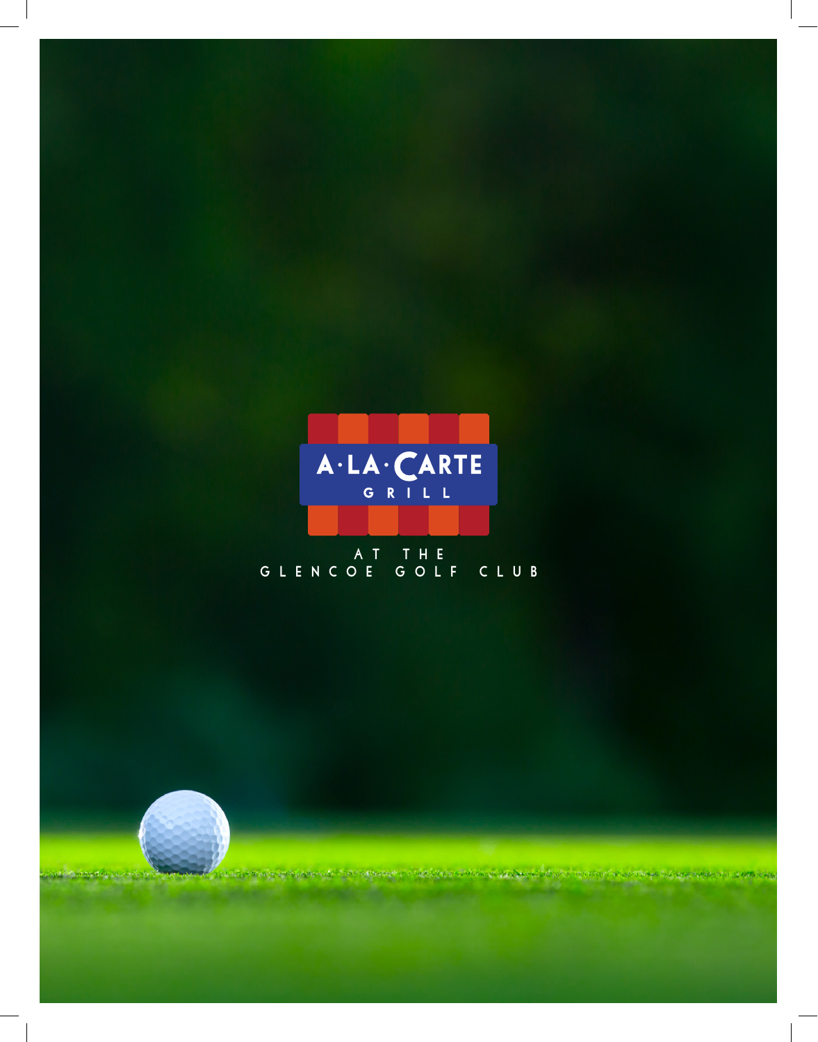# A·LA·CARTE GRILL

AT THE
GLENCOE GOLF CLUB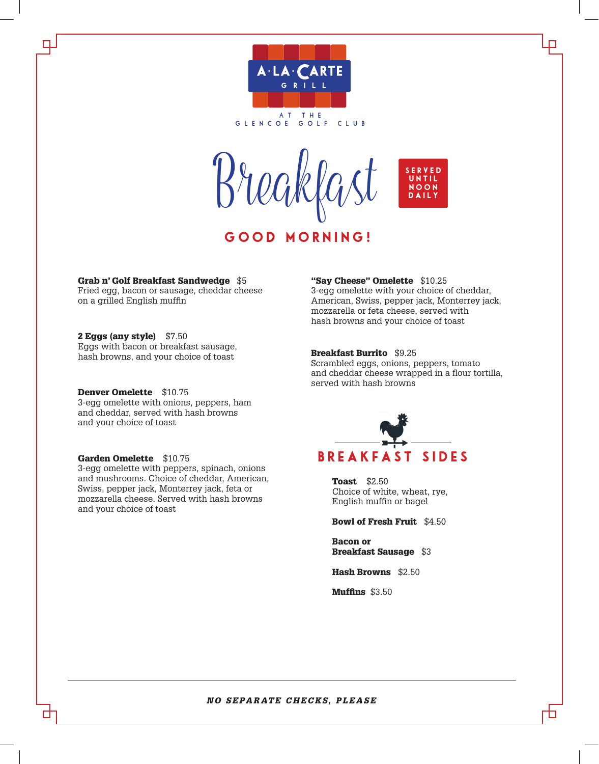A·LA·CARTE GRILL

AT THE GLENCOE GOLF CLUB

# Breakfast

SERVED UNTIL NOON DAILY

## GOOD MORNING!

**Grab n' Golf Breakfast Sandwedge** $5
Fried egg, bacon or sausage, cheddar cheese on a grilled English muffin

**2 Eggs (any style)** $7.50
Eggs with bacon or breakfast sausage, hash browns, and your choice of toast

**Denver Omelette** $10.75
3-egg omelette with onions, peppers, ham and cheddar, served with hash browns and your choice of toast

**Garden Omelette** $10.75
3-egg omelette with peppers, spinach, onions and mushrooms. Choice of cheddar, American, Swiss, pepper jack, Monterrey jack, feta or mozzarella cheese. Served with hash browns and your choice of toast

**"Say Cheese" Omelette** $10.25
3-egg omelette with your choice of cheddar, American, Swiss, pepper jack, Monterrey jack, mozzarella or feta cheese, served with hash browns and your choice of toast

**Breakfast Burrito** $9.25
Scrambled eggs, onions, peppers, tomato and cheddar cheese wrapped in a flour tortilla, served with hash browns

## BREAKFAST SIDES

**Toast** $2.50
Choice of white, wheat, rye, English muffin or bagel

**Bowl of Fresh Fruit** $4.50

**Bacon or Breakfast Sausage** $3

**Hash Browns** $2.50

**Muffins** $3.50

***NO SEPARATE CHECKS, PLEASE***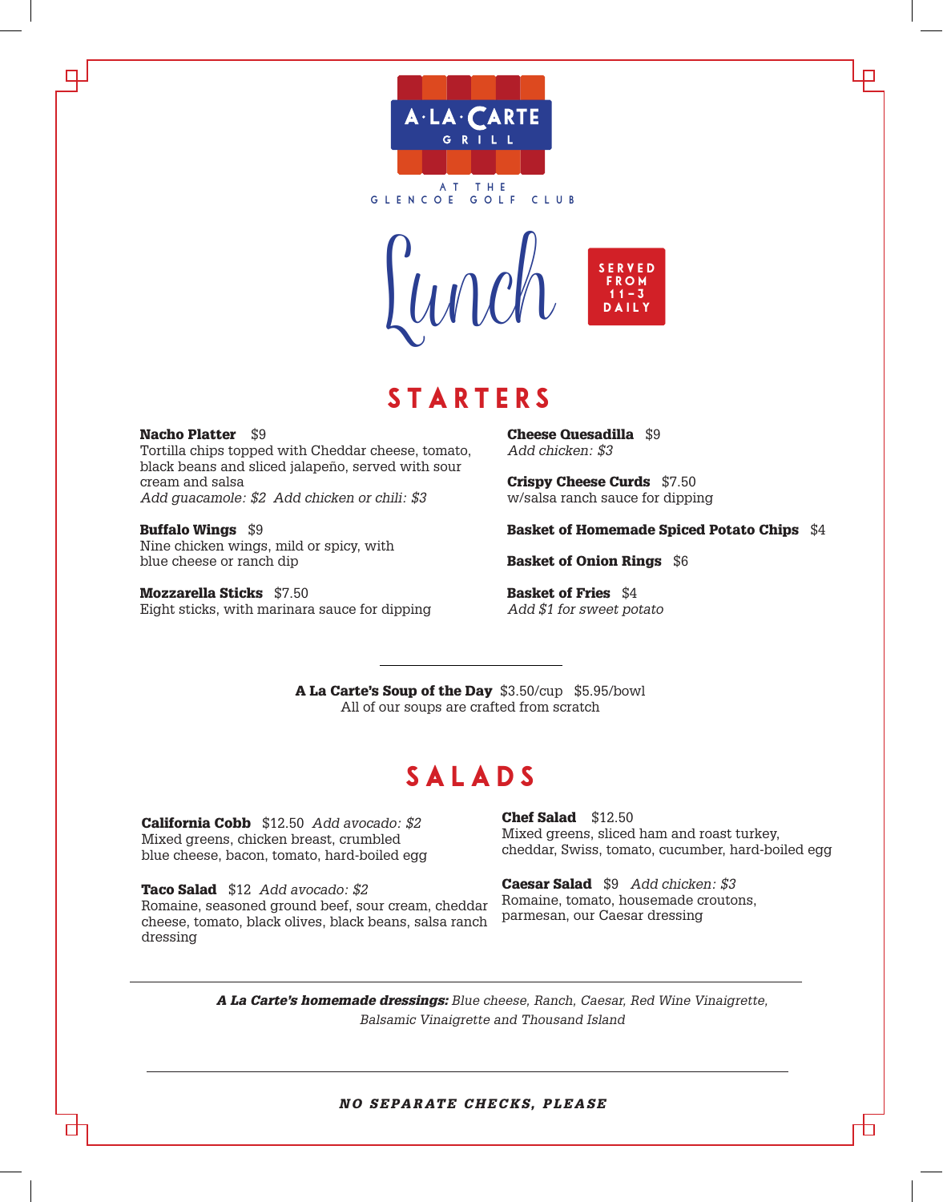# A·LA·CARTE GRILL

AT THE GLENCOE GOLF CLUB

# Lunch

**SERVED FROM 11–3 DAILY**

## STARTERS

**Nacho Platter** $9
Tortilla chips topped with Cheddar cheese, tomato, black beans and sliced jalapeño, served with sour cream and salsa
*Add guacamole: $2 Add chicken or chili: $3*

**Buffalo Wings** $9
Nine chicken wings, mild or spicy, with blue cheese or ranch dip

**Mozzarella Sticks** $7.50
Eight sticks, with marinara sauce for dipping

**Cheese Quesadilla** $9
*Add chicken: $3*

**Crispy Cheese Curds** $7.50
w/salsa ranch sauce for dipping

**Basket of Homemade Spiced Potato Chips** $4

**Basket of Onion Rings** $6

**Basket of Fries** $4
*Add $1 for sweet potato*

---

**A La Carte's Soup of the Day** $3.50/cup $5.95/bowl
All of our soups are crafted from scratch

## SALADS

**California Cobb** $12.50 *Add avocado: $2*
Mixed greens, chicken breast, crumbled blue cheese, bacon, tomato, hard-boiled egg

**Taco Salad** $12 *Add avocado: $2*
Romaine, seasoned ground beef, sour cream, cheddar cheese, tomato, black olives, black beans, salsa ranch dressing

**Chef Salad** $12.50
Mixed greens, sliced ham and roast turkey, cheddar, Swiss, tomato, cucumber, hard-boiled egg

**Caesar Salad** $9 *Add chicken: $3*
Romaine, tomato, housemade croutons, parmesan, our Caesar dressing

---

***A La Carte's homemade dressings:*** *Blue cheese, Ranch, Caesar, Red Wine Vinaigrette, Balsamic Vinaigrette and Thousand Island*

---

***NO SEPARATE CHECKS, PLEASE***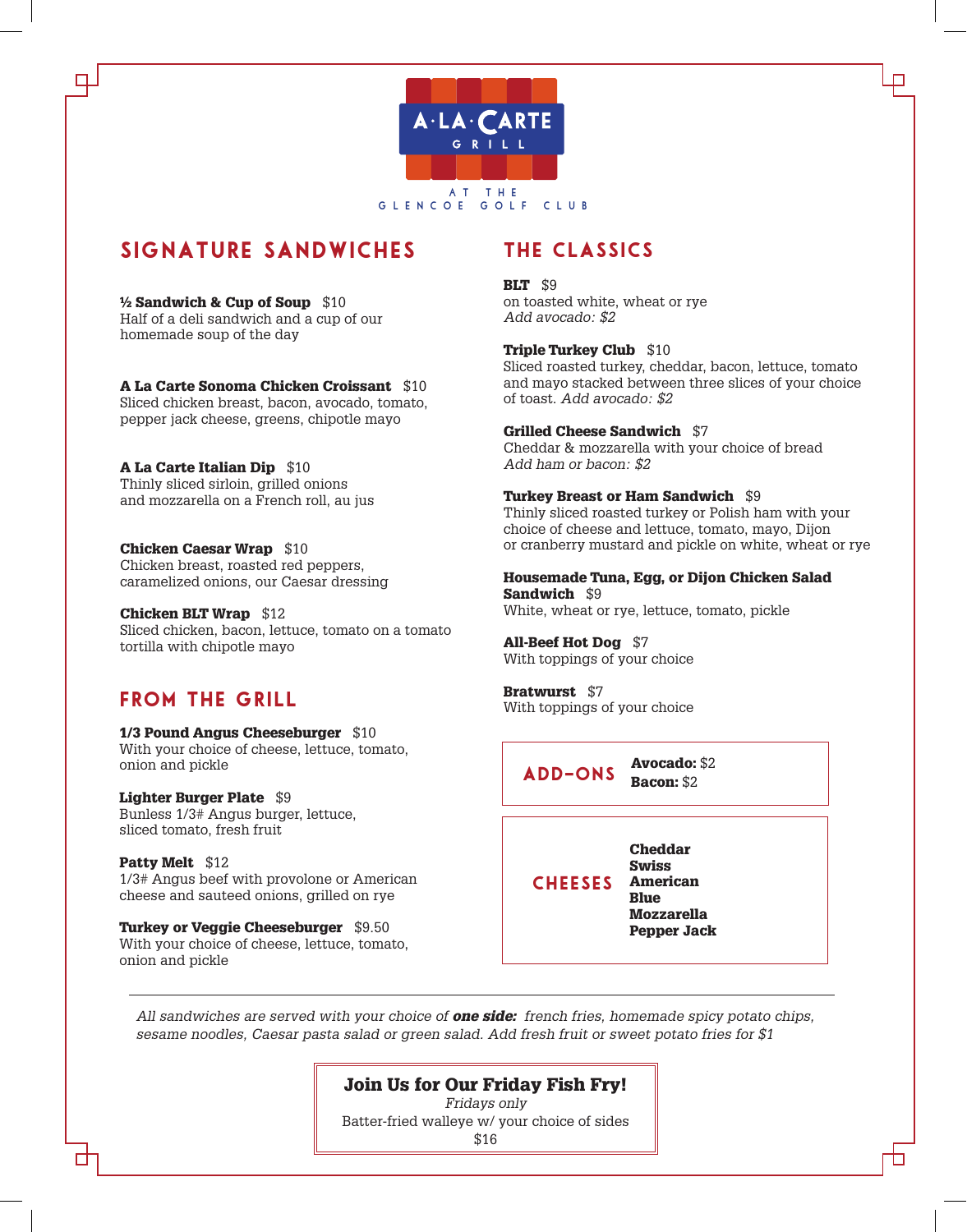# A·LA·CARTE GRILL

AT THE GLENCOE GOLF CLUB

## SIGNATURE SANDWICHES

**½ Sandwich & Cup of Soup** $10
Half of a deli sandwich and a cup of our homemade soup of the day

**A La Carte Sonoma Chicken Croissant** $10
Sliced chicken breast, bacon, avocado, tomato, pepper jack cheese, greens, chipotle mayo

**A La Carte Italian Dip** $10
Thinly sliced sirloin, grilled onions and mozzarella on a French roll, au jus

**Chicken Caesar Wrap** $10
Chicken breast, roasted red peppers, caramelized onions, our Caesar dressing

**Chicken BLT Wrap** $12
Sliced chicken, bacon, lettuce, tomato on a tomato tortilla with chipotle mayo

## FROM THE GRILL

**1/3 Pound Angus Cheeseburger** $10
With your choice of cheese, lettuce, tomato, onion and pickle

**Lighter Burger Plate** $9
Bunless 1/3# Angus burger, lettuce, sliced tomato, fresh fruit

**Patty Melt** $12
1/3# Angus beef with provolone or American cheese and sauteed onions, grilled on rye

**Turkey or Veggie Cheeseburger** $9.50
With your choice of cheese, lettuce, tomato, onion and pickle

## THE CLASSICS

**BLT** $9
on toasted white, wheat or rye
*Add avocado: $2*

**Triple Turkey Club** $10
Sliced roasted turkey, cheddar, bacon, lettuce, tomato and mayo stacked between three slices of your choice of toast. *Add avocado: $2*

**Grilled Cheese Sandwich** $7
Cheddar & mozzarella with your choice of bread
*Add ham or bacon: $2*

**Turkey Breast or Ham Sandwich** $9
Thinly sliced roasted turkey or Polish ham with your choice of cheese and lettuce, tomato, mayo, Dijon or cranberry mustard and pickle on white, wheat or rye

**Housemade Tuna, Egg, or Dijon Chicken Salad Sandwich** $9
White, wheat or rye, lettuce, tomato, pickle

**All-Beef Hot Dog** $7
With toppings of your choice

**Bratwurst** $7
With toppings of your choice

## ADD-ONS

**Avocado:** $2
**Bacon:** $2

## CHEESES

**Cheddar**
**Swiss**
**American**
**Blue**
**Mozzarella**
**Pepper Jack**

---

*All sandwiches are served with your choice of **one side:** french fries, homemade spicy potato chips, sesame noodles, Caesar pasta salad or green salad. Add fresh fruit or sweet potato fries for $1*

**Join Us for Our Friday Fish Fry!**
*Fridays only*
Batter-fried walleye w/ your choice of sides
$16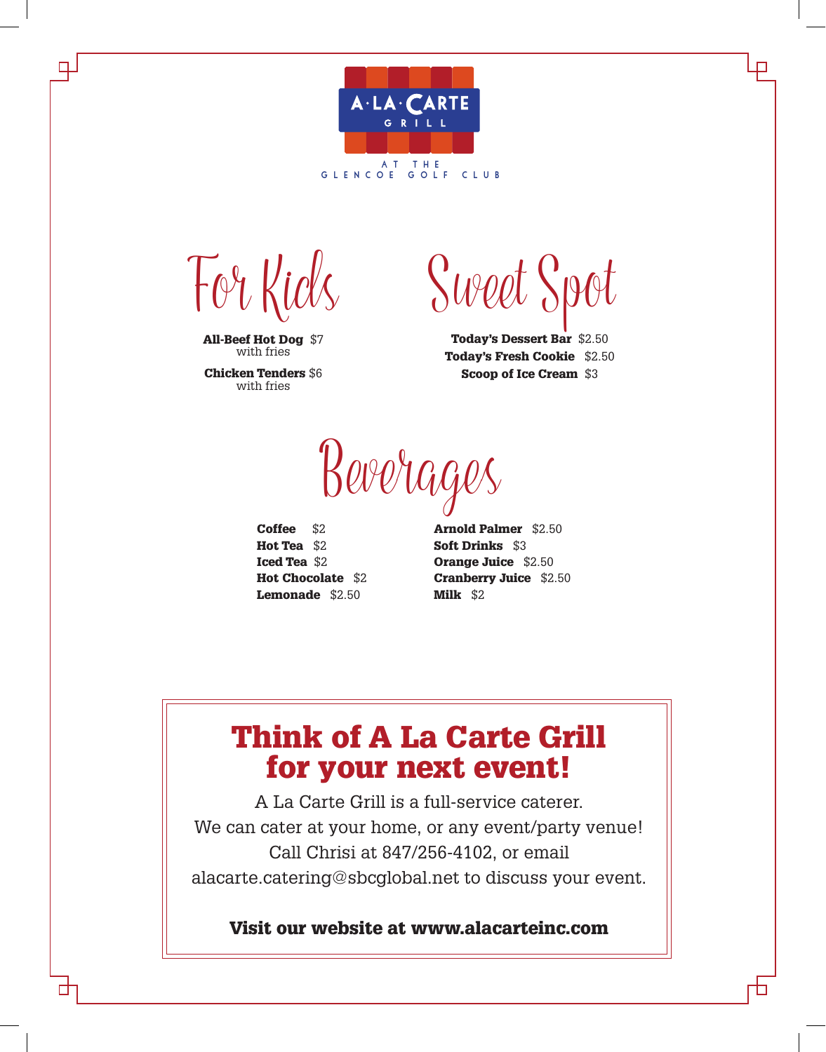A·LA·CARTE GRILL

AT THE GLENCOE GOLF CLUB

## For Kids

**All-Beef Hot Dog** $7
with fries

**Chicken Tenders** $6
with fries

## Sweet Spot

**Today's Dessert Bar** $2.50

**Today's Fresh Cookie** $2.50

**Scoop of Ice Cream** $3

## Beverages

**Coffee** $2
**Hot Tea** $2
**Iced Tea** $2
**Hot Chocolate** $2
**Lemonade** $2.50

**Arnold Palmer** $2.50
**Soft Drinks** $3
**Orange Juice** $2.50
**Cranberry Juice** $2.50
**Milk** $2

## Think of A La Carte Grill for your next event!

A La Carte Grill is a full-service caterer.
We can cater at your home, or any event/party venue!
Call Chrisi at 847/256-4102, or email
alacarte.catering@sbcglobal.net to discuss your event.

**Visit our website at www.alacarteinc.com**